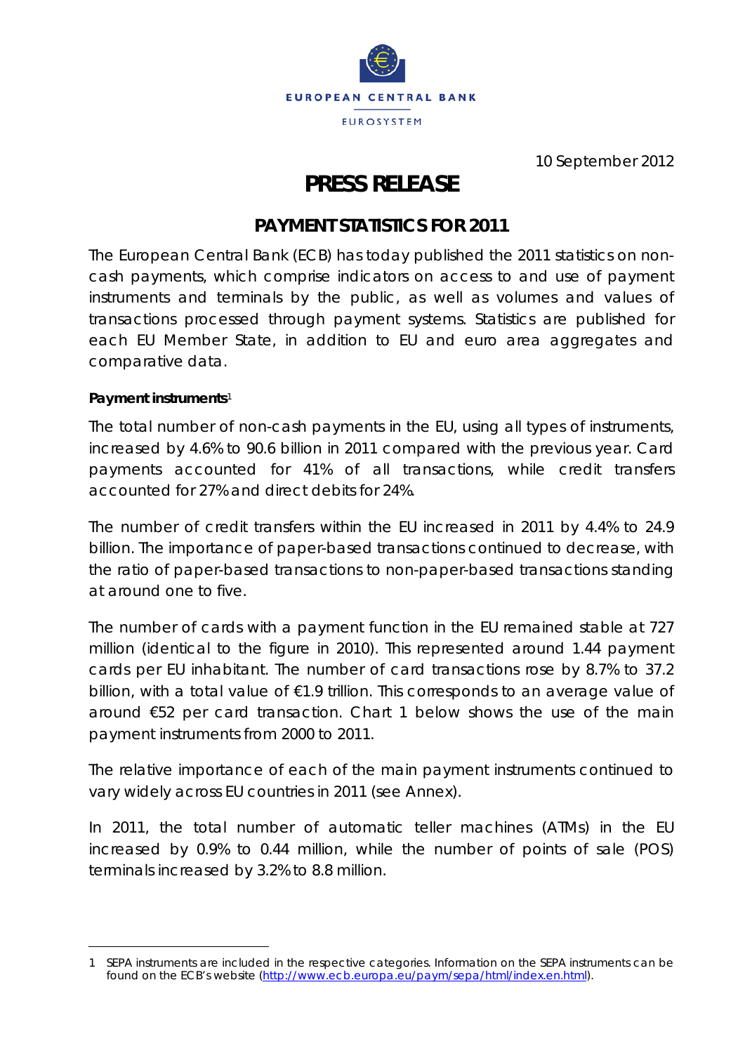EUROPEAN CENTRAL BANK

EUROSYSTEM

10 September 2012

# PRESS RELEASE

## PAYMENT STATISTICS FOR 2011

The European Central Bank (ECB) has today published the 2011 statistics on non-cash payments, which comprise indicators on access to and use of payment instruments and terminals by the public, as well as volumes and values of transactions processed through payment systems. Statistics are published for each EU Member State, in addition to EU and euro area aggregates and comparative data.

**Payment instruments**[1]

The total number of non-cash payments in the EU, using all types of instruments, increased by 4.6% to 90.6 billion in 2011 compared with the previous year. Card payments accounted for 41% of all transactions, while credit transfers accounted for 27% and direct debits for 24%.

The number of credit transfers within the EU increased in 2011 by 4.4% to 24.9 billion. The importance of paper-based transactions continued to decrease, with the ratio of paper-based transactions to non-paper-based transactions standing at around one to five.

The number of cards with a payment function in the EU remained stable at 727 million (identical to the figure in 2010). This represented around 1.44 payment cards per EU inhabitant. The number of card transactions rose by 8.7% to 37.2 billion, with a total value of €1.9 trillion. This corresponds to an average value of around €52 per card transaction. Chart 1 below shows the use of the main payment instruments from 2000 to 2011.

The relative importance of each of the main payment instruments continued to vary widely across EU countries in 2011 (see Annex).

In 2011, the total number of automatic teller machines (ATMs) in the EU increased by 0.9% to 0.44 million, while the number of points of sale (POS) terminals increased by 3.2% to 8.8 million.

---

1 SEPA instruments are included in the respective categories. Information on the SEPA instruments can be found on the ECB's website (http://www.ecb.europa.eu/paym/sepa/html/index.en.html).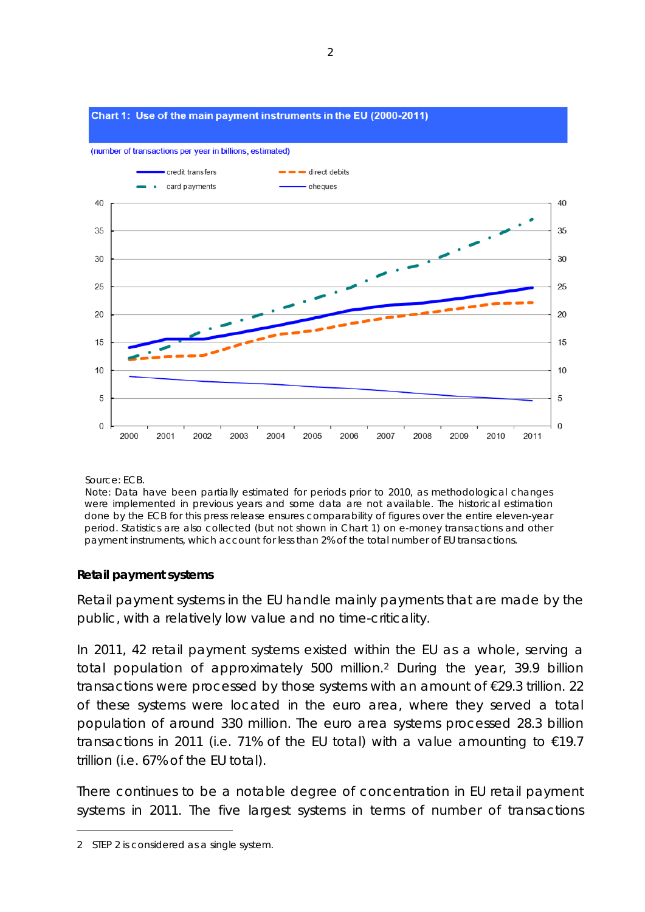**Chart 1: Use of the main payment instruments in the EU (2000-2011)**

(number of transactions per year in billions, estimated)

Source: ECB.
Note: Data have been partially estimated for periods prior to 2010, as methodological changes were implemented in previous years and some data are not available. The historical estimation done by the ECB for this press release ensures comparability of figures over the entire eleven-year period. Statistics are also collected (but not shown in Chart 1) on e-money transactions and other payment instruments, which account for less than 2% of the total number of EU transactions.

**Retail payment systems**

Retail payment systems in the EU handle mainly payments that are made by the public, with a relatively low value and no time-criticality.

In 2011, 42 retail payment systems existed within the EU as a whole, serving a total population of approximately 500 million.[2] During the year, 39.9 billion transactions were processed by those systems with an amount of €29.3 trillion. 22 of these systems were located in the euro area, where they served a total population of around 330 million. The euro area systems processed 28.3 billion transactions in 2011 (i.e. 71% of the EU total) with a value amounting to €19.7 trillion (i.e. 67% of the EU total).

There continues to be a notable degree of concentration in EU retail payment systems in 2011. The five largest systems in terms of number of transactions

2 STEP 2 is considered as a single system.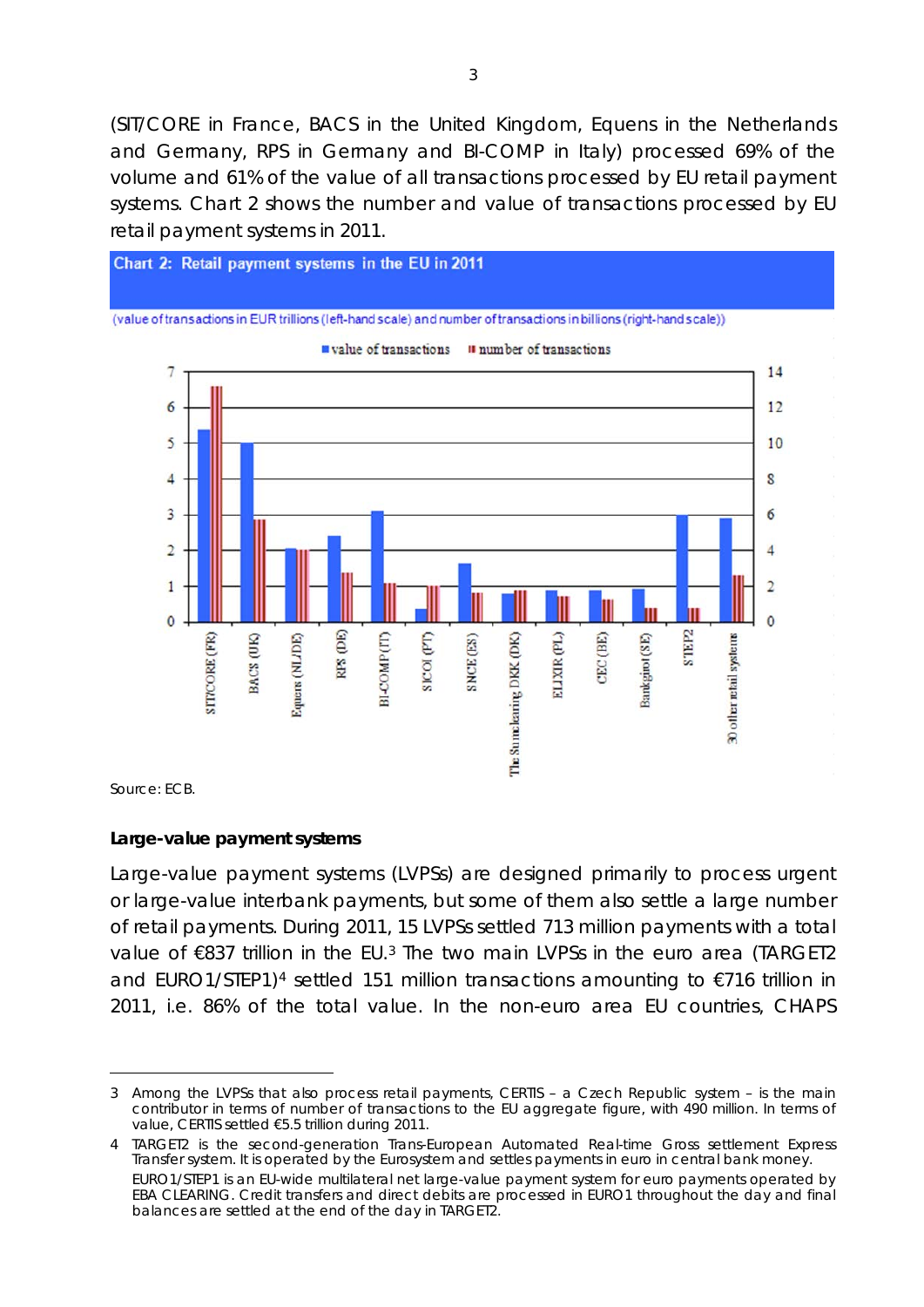(SIT/CORE in France, BACS in the United Kingdom, Equens in the Netherlands and Germany, RPS in Germany and BI-COMP in Italy) processed 69% of the volume and 61% of the value of all transactions processed by EU retail payment systems. Chart 2 shows the number and value of transactions processed by EU retail payment systems in 2011.

**Chart 2: Retail payment systems in the EU in 2011**

(value of transactions in EUR trillions (left-hand scale) and number of transactions in billions (right-hand scale))

Source: ECB.

**Large-value payment systems**

Large-value payment systems (LVPSs) are designed primarily to process urgent or large-value interbank payments, but some of them also settle a large number of retail payments. During 2011, 15 LVPSs settled 713 million payments with a total value of €837 trillion in the EU.[3] The two main LVPSs in the euro area (TARGET2 and EURO1/STEP1)[4] settled 151 million transactions amounting to €716 trillion in 2011, i.e. 86% of the total value. In the non-euro area EU countries, CHAPS

---

3 Among the LVPSs that also process retail payments, CERTIS – a Czech Republic system – is the main contributor in terms of number of transactions to the EU aggregate figure, with 490 million. In terms of value, CERTIS settled €5.5 trillion during 2011.

4 TARGET2 is the second-generation Trans-European Automated Real-time Gross settlement Express Transfer system. It is operated by the Eurosystem and settles payments in euro in central bank money.
EURO1/STEP1 is an EU-wide multilateral net large-value payment system for euro payments operated by EBA CLEARING. Credit transfers and direct debits are processed in EURO1 throughout the day and final balances are settled at the end of the day in TARGET2.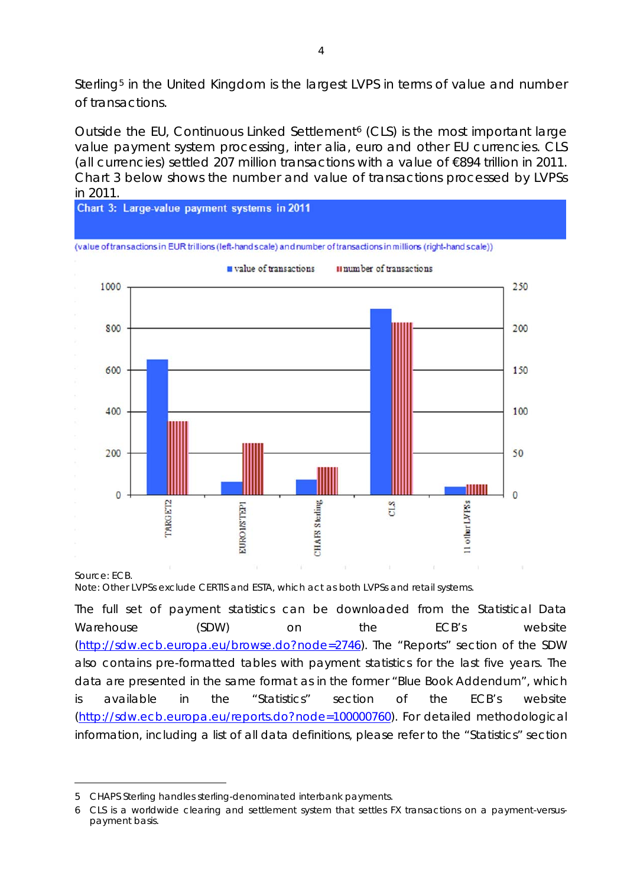Sterling[5] in the United Kingdom is the largest LVPS in terms of value and number of transactions.

Outside the EU, Continuous Linked Settlement[6] (CLS) is the most important large value payment system processing, inter alia, euro and other EU currencies. CLS (all currencies) settled 207 million transactions with a value of €894 trillion in 2011. Chart 3 below shows the number and value of transactions processed by LVPSs in 2011.

**Chart 3: Large-value payment systems in 2011**

(value of transactions in EUR trillions (left-hand scale) and number of transactions in millions (right-hand scale))

Source: ECB.
Note: Other LVPSs exclude CERTIS and ESTA, which act as both LVPSs and retail systems.

The full set of payment statistics can be downloaded from the Statistical Data Warehouse (SDW) on the ECB's website (http://sdw.ecb.europa.eu/browse.do?node=2746). The "Reports" section of the SDW also contains pre-formatted tables with payment statistics for the last five years. The data are presented in the same format as in the former "Blue Book Addendum", which is available in the "Statistics" section of the ECB's website (http://sdw.ecb.europa.eu/reports.do?node=100000760). For detailed methodological information, including a list of all data definitions, please refer to the "Statistics" section

---

5 CHAPS Sterling handles sterling-denominated interbank payments.

6 CLS is a worldwide clearing and settlement system that settles FX transactions on a payment-versus-payment basis.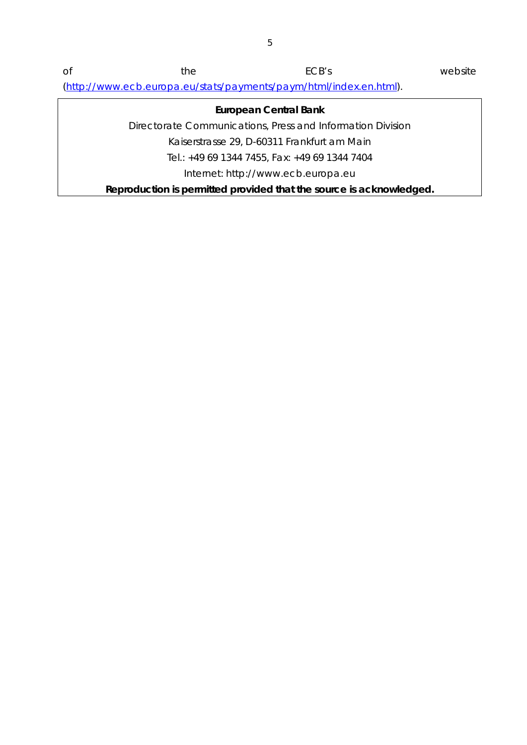of the ECB's website ([http://www.ecb.europa.eu/stats/payments/paym/html/index.en.html](http://www.ecb.europa.eu/stats/payments/paym/html/index.en.html)).

**European Central Bank**

Directorate Communications, Press and Information Division

Kaiserstrasse 29, D-60311 Frankfurt am Main

Tel.: +49 69 1344 7455, Fax: +49 69 1344 7404

Internet: http://www.ecb.europa.eu

**Reproduction is permitted provided that the source is acknowledged.**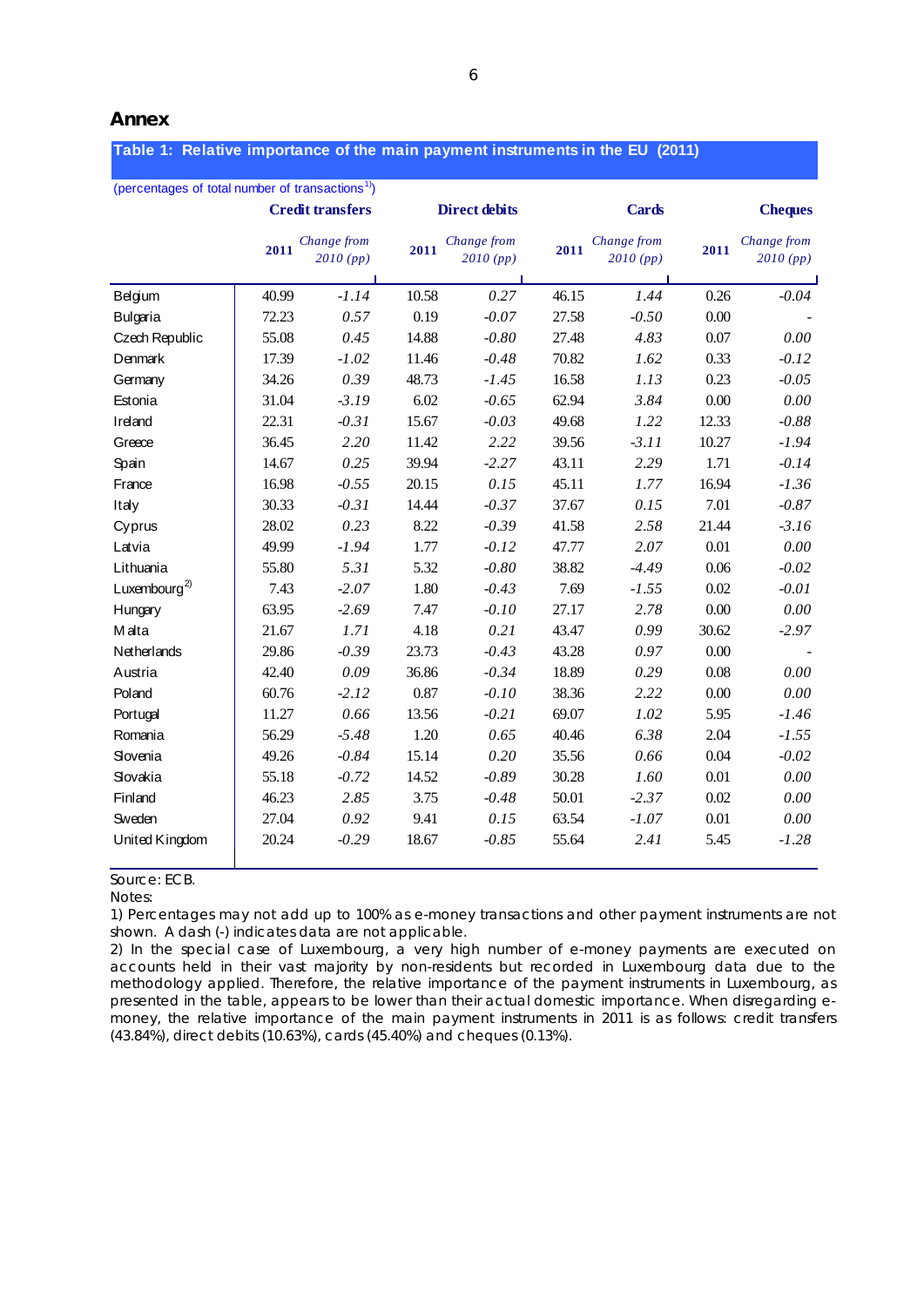## Annex

**Table 1: Relative importance of the main payment instruments in the EU (2011)**

(percentages of total number of transactions[1])

| | Credit transfers | | Direct debits | | Cards | | Cheques | |
|---|---|---|---|---|---|---|---|---|
| | **2011** | *Change from 2010 (pp)* | **2011** | *Change from 2010 (pp)* | **2011** | *Change from 2010 (pp)* | **2011** | *Change from 2010 (pp)* |
| Belgium | 40.99 | *-1.14* | 10.58 | *0.27* | 46.15 | *1.44* | 0.26 | *-0.04* |
| Bulgaria | 72.23 | *0.57* | 0.19 | *-0.07* | 27.58 | *-0.50* | 0.00 | - |
| Czech Republic | 55.08 | *0.45* | 14.88 | *-0.80* | 27.48 | *4.83* | 0.07 | *0.00* |
| Denmark | 17.39 | *-1.02* | 11.46 | *-0.48* | 70.82 | *1.62* | 0.33 | *-0.12* |
| Germany | 34.26 | *0.39* | 48.73 | *-1.45* | 16.58 | *1.13* | 0.23 | *-0.05* |
| Estonia | 31.04 | *-3.19* | 6.02 | *-0.65* | 62.94 | *3.84* | 0.00 | *0.00* |
| Ireland | 22.31 | *-0.31* | 15.67 | *-0.03* | 49.68 | *1.22* | 12.33 | *-0.88* |
| Greece | 36.45 | *2.20* | 11.42 | *2.22* | 39.56 | *-3.11* | 10.27 | *-1.94* |
| Spain | 14.67 | *0.25* | 39.94 | *-2.27* | 43.11 | *2.29* | 1.71 | *-0.14* |
| France | 16.98 | *-0.55* | 20.15 | *0.15* | 45.11 | *1.77* | 16.94 | *-1.36* |
| Italy | 30.33 | *-0.31* | 14.44 | *-0.37* | 37.67 | *0.15* | 7.01 | *-0.87* |
| Cyprus | 28.02 | *0.23* | 8.22 | *-0.39* | 41.58 | *2.58* | 21.44 | *-3.16* |
| Latvia | 49.99 | *-1.94* | 1.77 | *-0.12* | 47.77 | *2.07* | 0.01 | *0.00* |
| Lithuania | 55.80 | *5.31* | 5.32 | *-0.80* | 38.82 | *-4.49* | 0.06 | *-0.02* |
| Luxembourg[2] | 7.43 | *-2.07* | 1.80 | *-0.43* | 7.69 | *-1.55* | 0.02 | *-0.01* |
| Hungary | 63.95 | *-2.69* | 7.47 | *-0.10* | 27.17 | *2.78* | 0.00 | *0.00* |
| Malta | 21.67 | *1.71* | 4.18 | *0.21* | 43.47 | *0.99* | 30.62 | *-2.97* |
| Netherlands | 29.86 | *-0.39* | 23.73 | *-0.43* | 43.28 | *0.97* | 0.00 | - |
| Austria | 42.40 | *0.09* | 36.86 | *-0.34* | 18.89 | *0.29* | 0.08 | *0.00* |
| Poland | 60.76 | *-2.12* | 0.87 | *-0.10* | 38.36 | *2.22* | 0.00 | *0.00* |
| Portugal | 11.27 | *0.66* | 13.56 | *-0.21* | 69.07 | *1.02* | 5.95 | *-1.46* |
| Romania | 56.29 | *-5.48* | 1.20 | *0.65* | 40.46 | *6.38* | 2.04 | *-1.55* |
| Slovenia | 49.26 | *-0.84* | 15.14 | *0.20* | 35.56 | *0.66* | 0.04 | *-0.02* |
| Slovakia | 55.18 | *-0.72* | 14.52 | *-0.89* | 30.28 | *1.60* | 0.01 | *0.00* |
| Finland | 46.23 | *2.85* | 3.75 | *-0.48* | 50.01 | *-2.37* | 0.02 | *0.00* |
| Sweden | 27.04 | *0.92* | 9.41 | *0.15* | 63.54 | *-1.07* | 0.01 | *0.00* |
| United Kingdom | 20.24 | *-0.29* | 18.67 | *-0.85* | 55.64 | *2.41* | 5.45 | *-1.28* |

Source: ECB.

Notes:

1) Percentages may not add up to 100% as e-money transactions and other payment instruments are not shown. A dash (-) indicates data are not applicable.

2) In the special case of Luxembourg, a very high number of e-money payments are executed on accounts held in their vast majority by non-residents but recorded in Luxembourg data due to the methodology applied. Therefore, the relative importance of the payment instruments in Luxembourg, as presented in the table, appears to be lower than their actual domestic importance. When disregarding e-money, the relative importance of the main payment instruments in 2011 is as follows: credit transfers (43.84%), direct debits (10.63%), cards (45.40%) and cheques (0.13%).